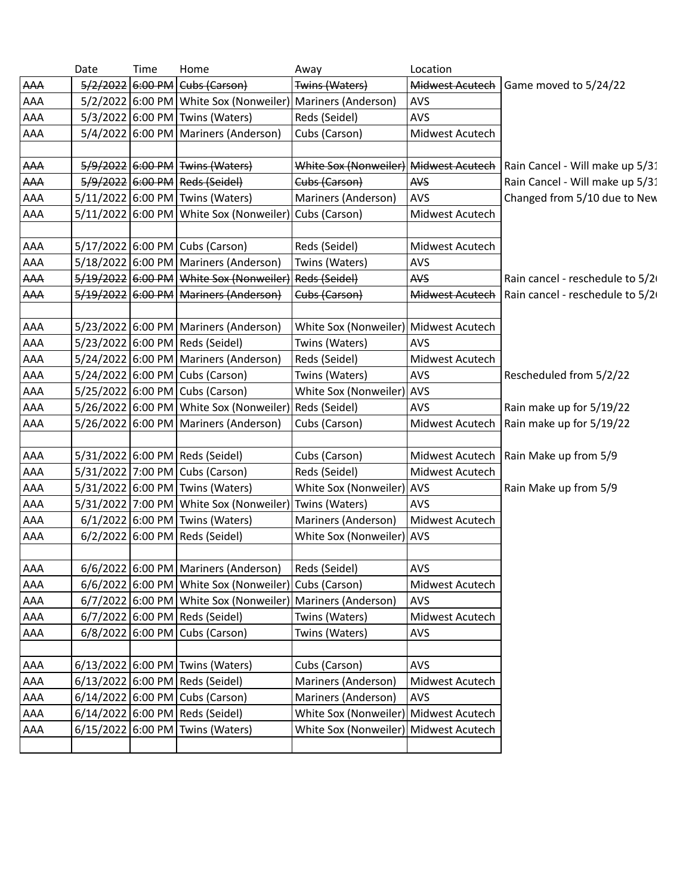| | Date | Time | Home | Away | Location | |
|---|---|---|---|---|---|---|
| ~~AAA~~ | ~~5/2/2022~~ | ~~6:00 PM~~ | ~~Cubs (Carson)~~ | ~~Twins (Waters)~~ | ~~Midwest Acutech~~ | Game moved to 5/24/22 |
| AAA | 5/2/2022 | 6:00 PM | White Sox (Nonweiler) | Mariners (Anderson) | AVS | |
| AAA | 5/3/2022 | 6:00 PM | Twins (Waters) | Reds (Seidel) | AVS | |
| AAA | 5/4/2022 | 6:00 PM | Mariners (Anderson) | Cubs (Carson) | Midwest Acutech | |
| | | | | | | |
| ~~AAA~~ | ~~5/9/2022~~ | ~~6:00 PM~~ | ~~Twins (Waters)~~ | ~~White Sox (Nonweiler)~~ | ~~Midwest Acutech~~ | Rain Cancel - Will make up 5/31 |
| ~~AAA~~ | ~~5/9/2022~~ | ~~6:00 PM~~ | ~~Reds (Seidel)~~ | ~~Cubs (Carson)~~ | ~~AVS~~ | Rain Cancel - Will make up 5/31 |
| AAA | 5/11/2022 | 6:00 PM | Twins (Waters) | Mariners (Anderson) | AVS | Changed from 5/10 due to New |
| AAA | 5/11/2022 | 6:00 PM | White Sox (Nonweiler) | Cubs (Carson) | Midwest Acutech | |
| | | | | | | |
| AAA | 5/17/2022 | 6:00 PM | Cubs (Carson) | Reds (Seidel) | Midwest Acutech | |
| AAA | 5/18/2022 | 6:00 PM | Mariners (Anderson) | Twins (Waters) | AVS | |
| ~~AAA~~ | ~~5/19/2022~~ | ~~6:00 PM~~ | ~~White Sox (Nonweiler)~~ | ~~Reds (Seidel)~~ | ~~AVS~~ | Rain cancel - reschedule to 5/2 |
| ~~AAA~~ | ~~5/19/2022~~ | ~~6:00 PM~~ | ~~Mariners (Anderson)~~ | ~~Cubs (Carson)~~ | ~~Midwest Acutech~~ | Rain cancel - reschedule to 5/2 |
| | | | | | | |
| AAA | 5/23/2022 | 6:00 PM | Mariners (Anderson) | White Sox (Nonweiler) | Midwest Acutech | |
| AAA | 5/23/2022 | 6:00 PM | Reds (Seidel) | Twins (Waters) | AVS | |
| AAA | 5/24/2022 | 6:00 PM | Mariners (Anderson) | Reds (Seidel) | Midwest Acutech | |
| AAA | 5/24/2022 | 6:00 PM | Cubs (Carson) | Twins (Waters) | AVS | Rescheduled from 5/2/22 |
| AAA | 5/25/2022 | 6:00 PM | Cubs (Carson) | White Sox (Nonweiler) | AVS | |
| AAA | 5/26/2022 | 6:00 PM | White Sox (Nonweiler) | Reds (Seidel) | AVS | Rain make up for 5/19/22 |
| AAA | 5/26/2022 | 6:00 PM | Mariners (Anderson) | Cubs (Carson) | Midwest Acutech | Rain make up for 5/19/22 |
| | | | | | | |
| AAA | 5/31/2022 | 6:00 PM | Reds (Seidel) | Cubs (Carson) | Midwest Acutech | Rain Make up from 5/9 |
| AAA | 5/31/2022 | 7:00 PM | Cubs (Carson) | Reds (Seidel) | Midwest Acutech | |
| AAA | 5/31/2022 | 6:00 PM | Twins (Waters) | White Sox (Nonweiler) | AVS | Rain Make up from 5/9 |
| AAA | 5/31/2022 | 7:00 PM | White Sox (Nonweiler) | Twins (Waters) | AVS | |
| AAA | 6/1/2022 | 6:00 PM | Twins (Waters) | Mariners (Anderson) | Midwest Acutech | |
| AAA | 6/2/2022 | 6:00 PM | Reds (Seidel) | White Sox (Nonweiler) | AVS | |
| | | | | | | |
| AAA | 6/6/2022 | 6:00 PM | Mariners (Anderson) | Reds (Seidel) | AVS | |
| AAA | 6/6/2022 | 6:00 PM | White Sox (Nonweiler) | Cubs (Carson) | Midwest Acutech | |
| AAA | 6/7/2022 | 6:00 PM | White Sox (Nonweiler) | Mariners (Anderson) | AVS | |
| AAA | 6/7/2022 | 6:00 PM | Reds (Seidel) | Twins (Waters) | Midwest Acutech | |
| AAA | 6/8/2022 | 6:00 PM | Cubs (Carson) | Twins (Waters) | AVS | |
| | | | | | | |
| AAA | 6/13/2022 | 6:00 PM | Twins (Waters) | Cubs (Carson) | AVS | |
| AAA | 6/13/2022 | 6:00 PM | Reds (Seidel) | Mariners (Anderson) | Midwest Acutech | |
| AAA | 6/14/2022 | 6:00 PM | Cubs (Carson) | Mariners (Anderson) | AVS | |
| AAA | 6/14/2022 | 6:00 PM | Reds (Seidel) | White Sox (Nonweiler) | Midwest Acutech | |
| AAA | 6/15/2022 | 6:00 PM | Twins (Waters) | White Sox (Nonweiler) | Midwest Acutech | |
| | | | | | | |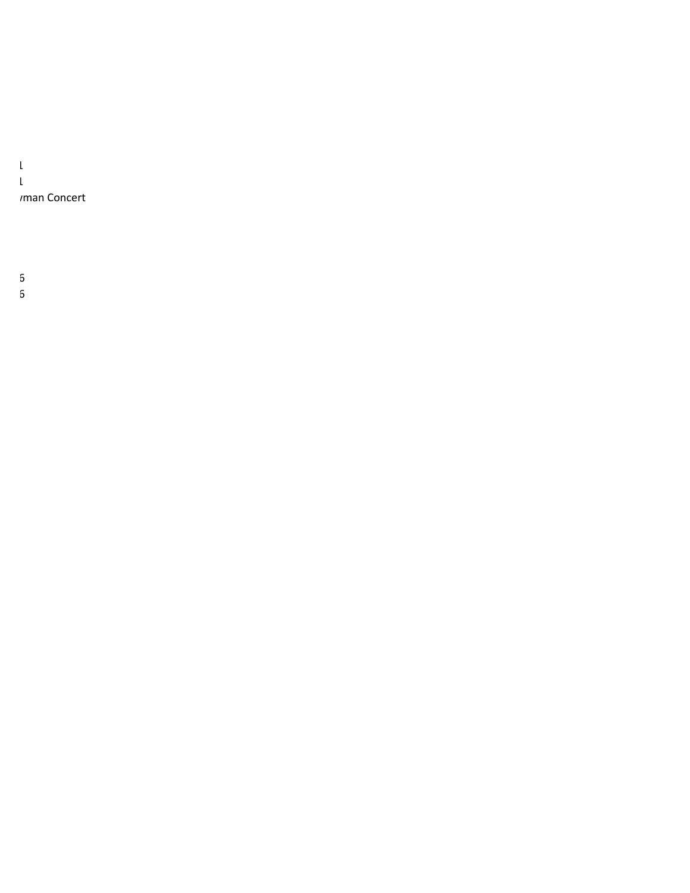l
l
/man Concert

5
5